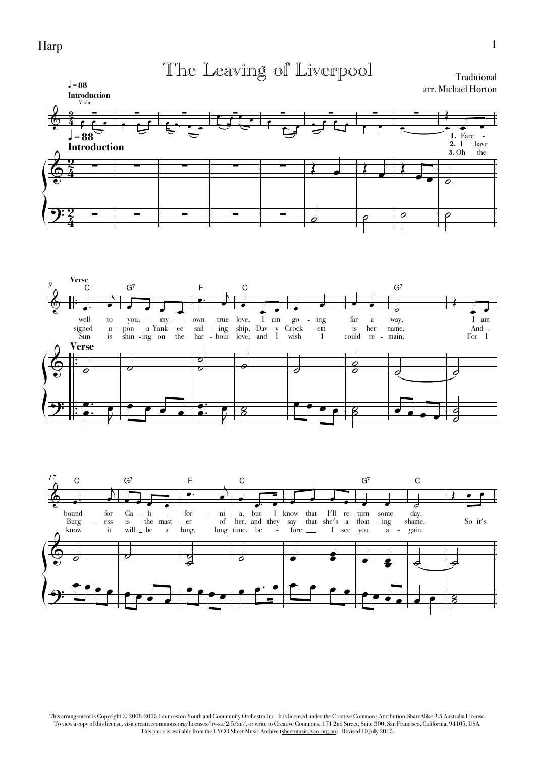# The Leaving of Liverpool

Traditional
arr. Michael Horton

Harp

♩= 88
**Introduction**

**Verse**

1. Fare - well to you, my own true love, I am go - ing far a way, I am bound for Ca - li - for - ni - a, but I know that I'll re - turn some day.

2. I have signed u - pon a Yank - ee sail - ing ship, Dav - y Crock - ett is her name, And Burg - ess is the mast - er of her, and they say that she's a float - ing shame. So it's

3. Oh the Sun is shin - ing on the har - bour love, and I wish I could re - main, For I know it will be a long, long time, be - fore I see you a - gain.

This arrangement is Copyright © 2008-2015 Launceston Youth and Community Orchestra Inc. It is licensed under the Creative Commons Attribution-ShareAlike 2.5 Australia License. To view a copy of this license, visit creativecommons.org/licenses/by-sa/2.5/au/, or write to Creative Commons, 171 2nd Street, Suite 300, San Francisco, California, 94105, USA. This piece is available from the LYCO Sheet Music Archive (sheetmusic.lyco.org.au). Revised 10 July 2015.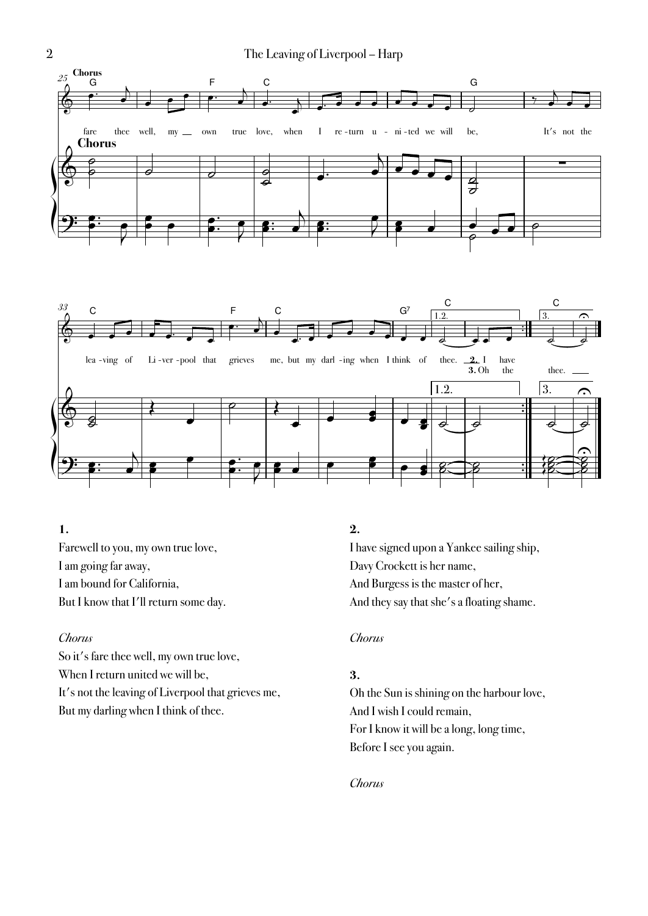**1.**

Farewell to you, my own true love,
I am going far away,
I am bound for California,
But I know that I'll return some day.

*Chorus*

So it's fare thee well, my own true love,
When I return united we will be,
It's not the leaving of Liverpool that grieves me,
But my darling when I think of thee.

**2.**

I have signed upon a Yankee sailing ship,
Davy Crockett is her name,
And Burgess is the master of her,
And they say that she's a floating shame.

*Chorus*

**3.**

Oh the Sun is shining on the harbour love,
And I wish I could remain,
For I know it will be a long, long time,
Before I see you again.

*Chorus*